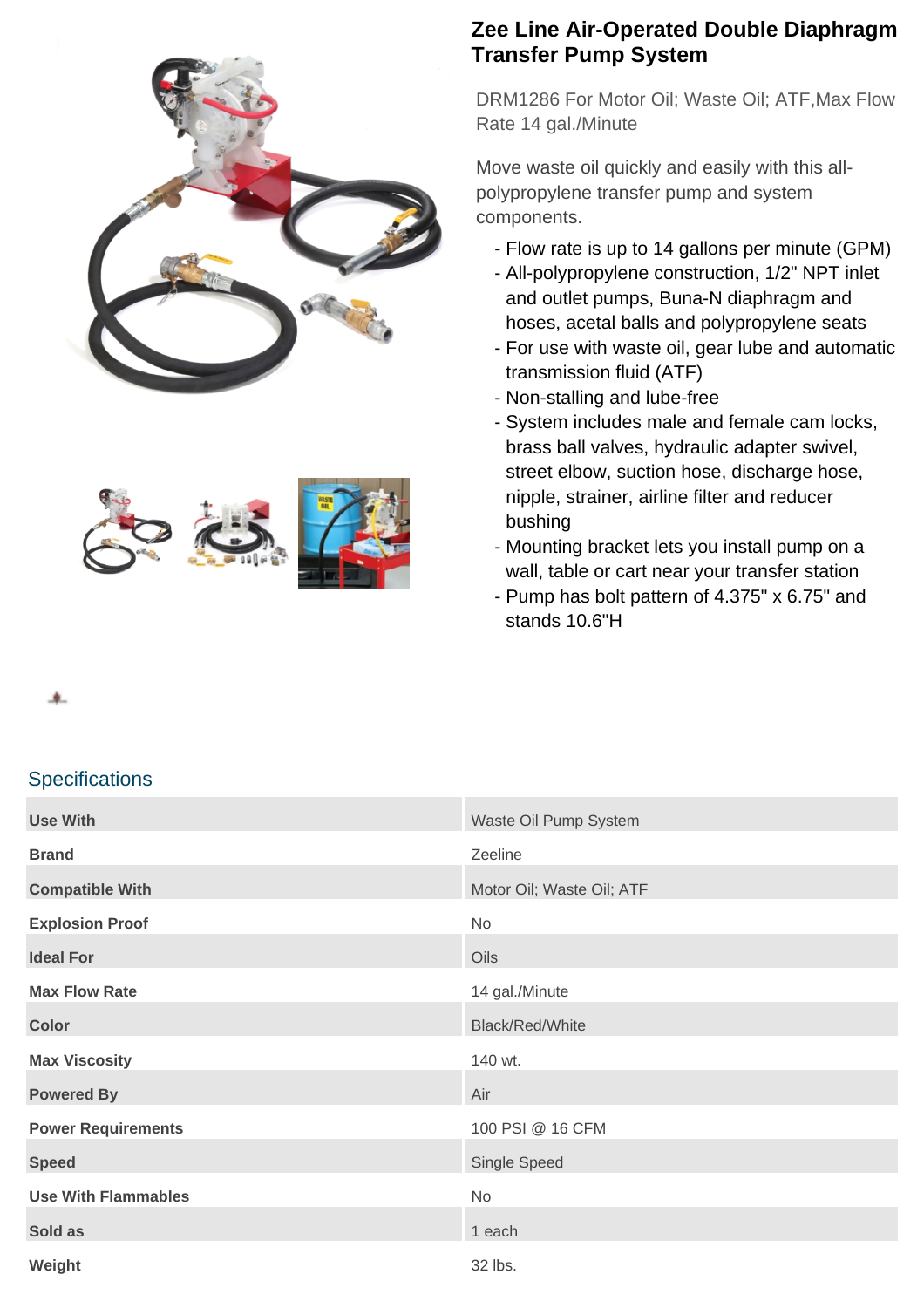# Zee Line Air-Operated Double Diaphragm Transfer Pump System

DRM1286 For Motor Oil; Waste Oil; ATF,Max Flow Rate 14 gal./Minute

Move waste oil quickly and easily with this all-polypropylene transfer pump and system components.

- Flow rate is up to 14 gallons per minute (GPM)
- All-polypropylene construction, 1/2" NPT inlet and outlet pumps, Buna-N diaphragm and hoses, acetal balls and polypropylene seats
- For use with waste oil, gear lube and automatic transmission fluid (ATF)
- Non-stalling and lube-free
- System includes male and female cam locks, brass ball valves, hydraulic adapter swivel, street elbow, suction hose, discharge hose, nipple, strainer, airline filter and reducer bushing
- Mounting bracket lets you install pump on a wall, table or cart near your transfer station
- Pump has bolt pattern of 4.375" x 6.75" and stands 10.6"H

## Specifications

| | |
|---|---|
| **Use With** | Waste Oil Pump System |
| **Brand** | Zeeline |
| **Compatible With** | Motor Oil; Waste Oil; ATF |
| **Explosion Proof** | No |
| **Ideal For** | Oils |
| **Max Flow Rate** | 14 gal./Minute |
| **Color** | Black/Red/White |
| **Max Viscosity** | 140 wt. |
| **Powered By** | Air |
| **Power Requirements** | 100 PSI @ 16 CFM |
| **Speed** | Single Speed |
| **Use With Flammables** | No |
| **Sold as** | 1 each |
| **Weight** | 32 lbs. |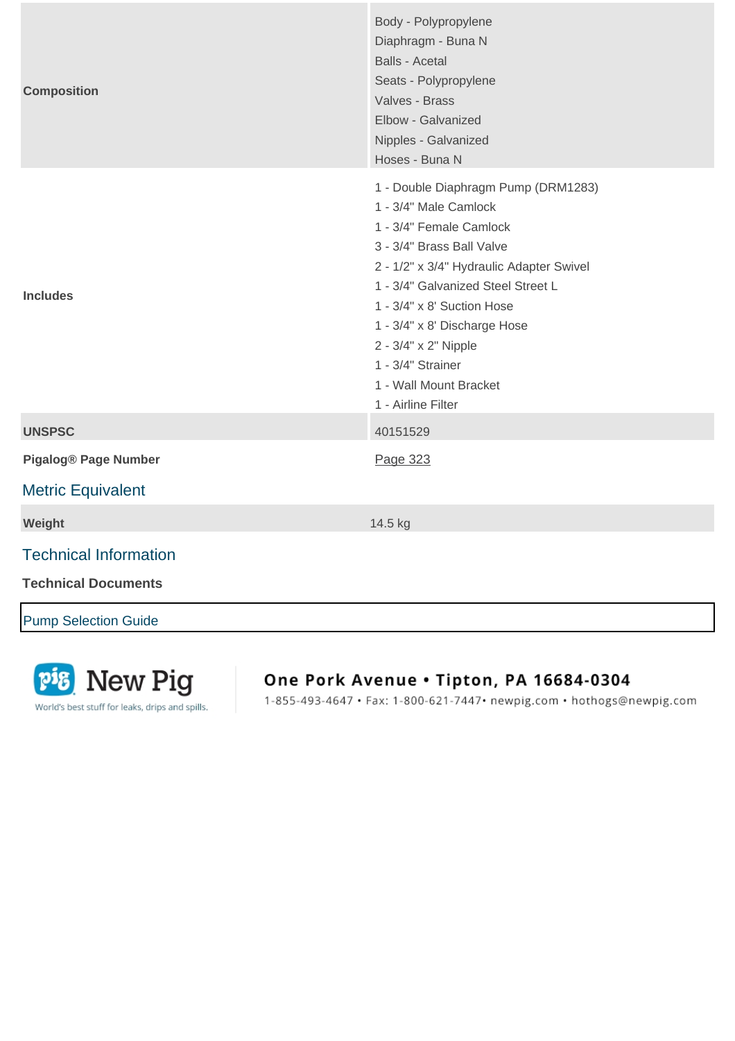| | |
|---|---|
| **Composition** | Body - Polypropylene<br>Diaphragm - Buna N<br>Balls - Acetal<br>Seats - Polypropylene<br>Valves - Brass<br>Elbow - Galvanized<br>Nipples - Galvanized<br>Hoses - Buna N |
| **Includes** | 1 - Double Diaphragm Pump (DRM1283)<br>1 - 3/4" Male Camlock<br>1 - 3/4" Female Camlock<br>3 - 3/4" Brass Ball Valve<br>2 - 1/2" x 3/4" Hydraulic Adapter Swivel<br>1 - 3/4" Galvanized Steel Street L<br>1 - 3/4" x 8' Suction Hose<br>1 - 3/4" x 8' Discharge Hose<br>2 - 3/4" x 2" Nipple<br>1 - 3/4" Strainer<br>1 - Wall Mount Bracket<br>1 - Airline Filter |
| **UNSPSC** | 40151529 |
| **Pigalog® Page Number** | Page 323 |

## Metric Equivalent

| | |
|---|---|
| **Weight** | 14.5 kg |

## Technical Information

**Technical Documents**

| |
|---|
| Pump Selection Guide |

New Pig
World's best stuff for leaks, drips and spills.

One Pork Avenue • Tipton, PA 16684-0304
1-855-493-4647 • Fax: 1-800-621-7447• newpig.com • hothogs@newpig.com